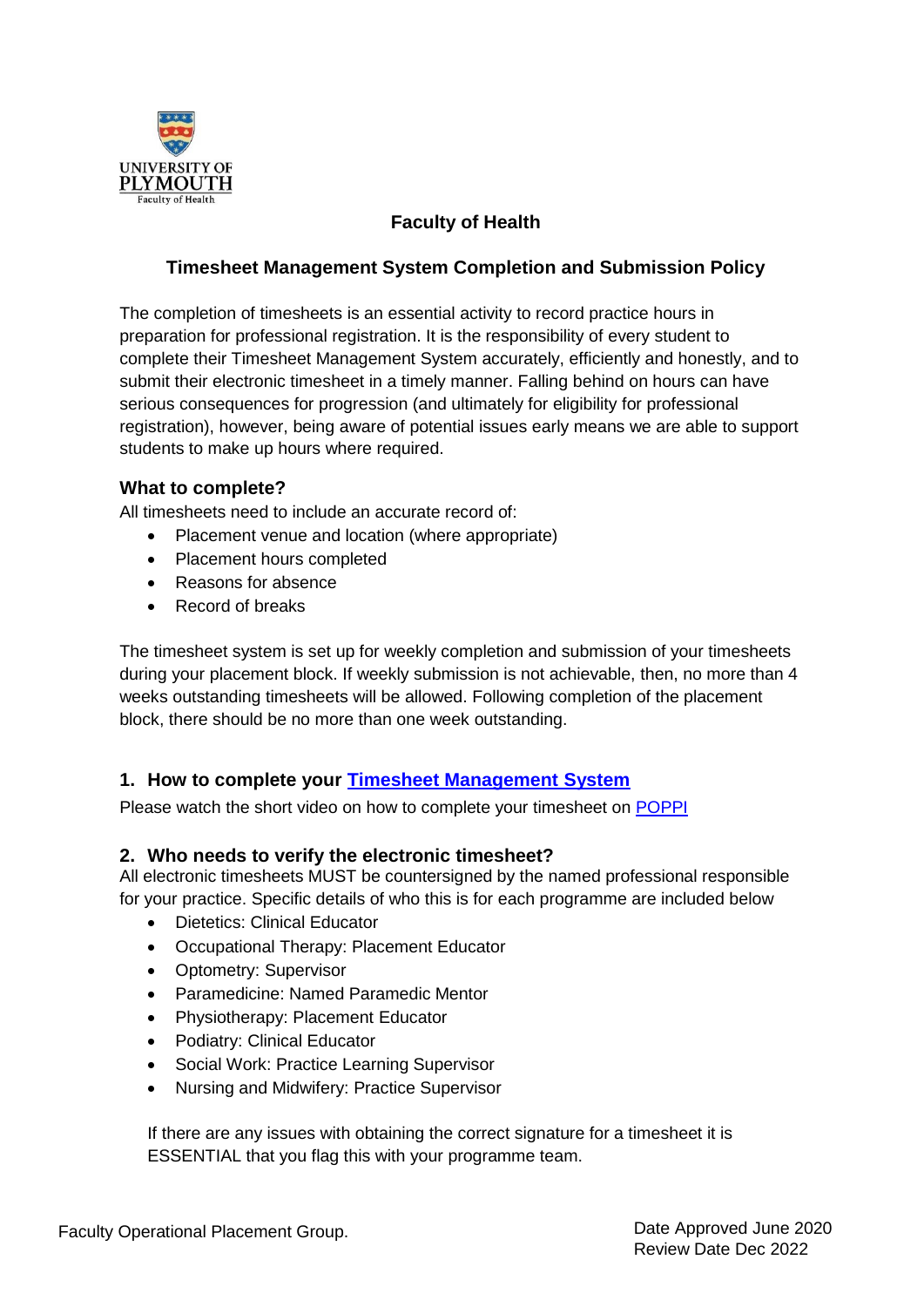UNIVERSITY OF PLYMOUTH
Faculty of Health

## Faculty of Health

## Timesheet Management System Completion and Submission Policy

The completion of timesheets is an essential activity to record practice hours in preparation for professional registration. It is the responsibility of every student to complete their Timesheet Management System accurately, efficiently and honestly, and to submit their electronic timesheet in a timely manner. Falling behind on hours can have serious consequences for progression (and ultimately for eligibility for professional registration), however, being aware of potential issues early means we are able to support students to make up hours where required.

### What to complete?

All timesheets need to include an accurate record of:

- Placement venue and location (where appropriate)
- Placement hours completed
- Reasons for absence
- Record of breaks

The timesheet system is set up for weekly completion and submission of your timesheets during your placement block. If weekly submission is not achievable, then, no more than 4 weeks outstanding timesheets will be allowed. Following completion of the placement block, there should be no more than one week outstanding.

### 1. How to complete your Timesheet Management System

Please watch the short video on how to complete your timesheet on POPPI

### 2. Who needs to verify the electronic timesheet?

All electronic timesheets MUST be countersigned by the named professional responsible for your practice. Specific details of who this is for each programme are included below

- Dietetics: Clinical Educator
- Occupational Therapy: Placement Educator
- Optometry: Supervisor
- Paramedicine: Named Paramedic Mentor
- Physiotherapy: Placement Educator
- Podiatry: Clinical Educator
- Social Work: Practice Learning Supervisor
- Nursing and Midwifery: Practice Supervisor

If there are any issues with obtaining the correct signature for a timesheet it is ESSENTIAL that you flag this with your programme team.

Faculty Operational Placement Group.

Date Approved June 2020
Review Date Dec 2022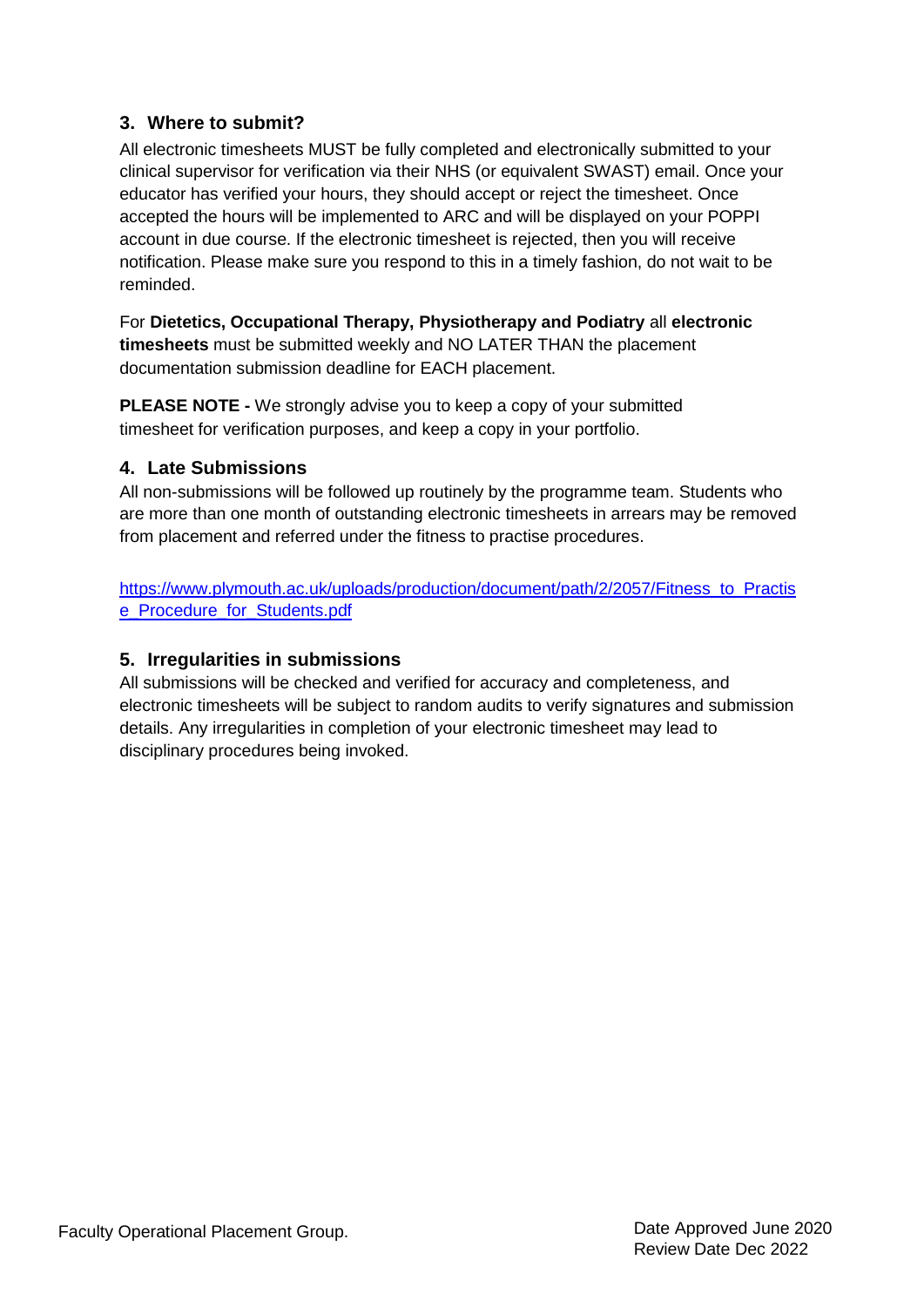### 3. Where to submit?

All electronic timesheets MUST be fully completed and electronically submitted to your clinical supervisor for verification via their NHS (or equivalent SWAST) email. Once your educator has verified your hours, they should accept or reject the timesheet. Once accepted the hours will be implemented to ARC and will be displayed on your POPPI account in due course. If the electronic timesheet is rejected, then you will receive notification. Please make sure you respond to this in a timely fashion, do not wait to be reminded.

For **Dietetics, Occupational Therapy, Physiotherapy and Podiatry** all **electronic timesheets** must be submitted weekly and NO LATER THAN the placement documentation submission deadline for EACH placement.

**PLEASE NOTE -** We strongly advise you to keep a copy of your submitted timesheet for verification purposes, and keep a copy in your portfolio.

### 4. Late Submissions

All non-submissions will be followed up routinely by the programme team. Students who are more than one month of outstanding electronic timesheets in arrears may be removed from placement and referred under the fitness to practise procedures.

[https://www.plymouth.ac.uk/uploads/production/document/path/2/2057/Fitness_to_Practise_Procedure_for_Students.pdf](https://www.plymouth.ac.uk/uploads/production/document/path/2/2057/Fitness_to_Practise_Procedure_for_Students.pdf)

### 5. Irregularities in submissions

All submissions will be checked and verified for accuracy and completeness, and electronic timesheets will be subject to random audits to verify signatures and submission details. Any irregularities in completion of your electronic timesheet may lead to disciplinary procedures being invoked.

Faculty Operational Placement Group.

Date Approved June 2020
Review Date Dec 2022